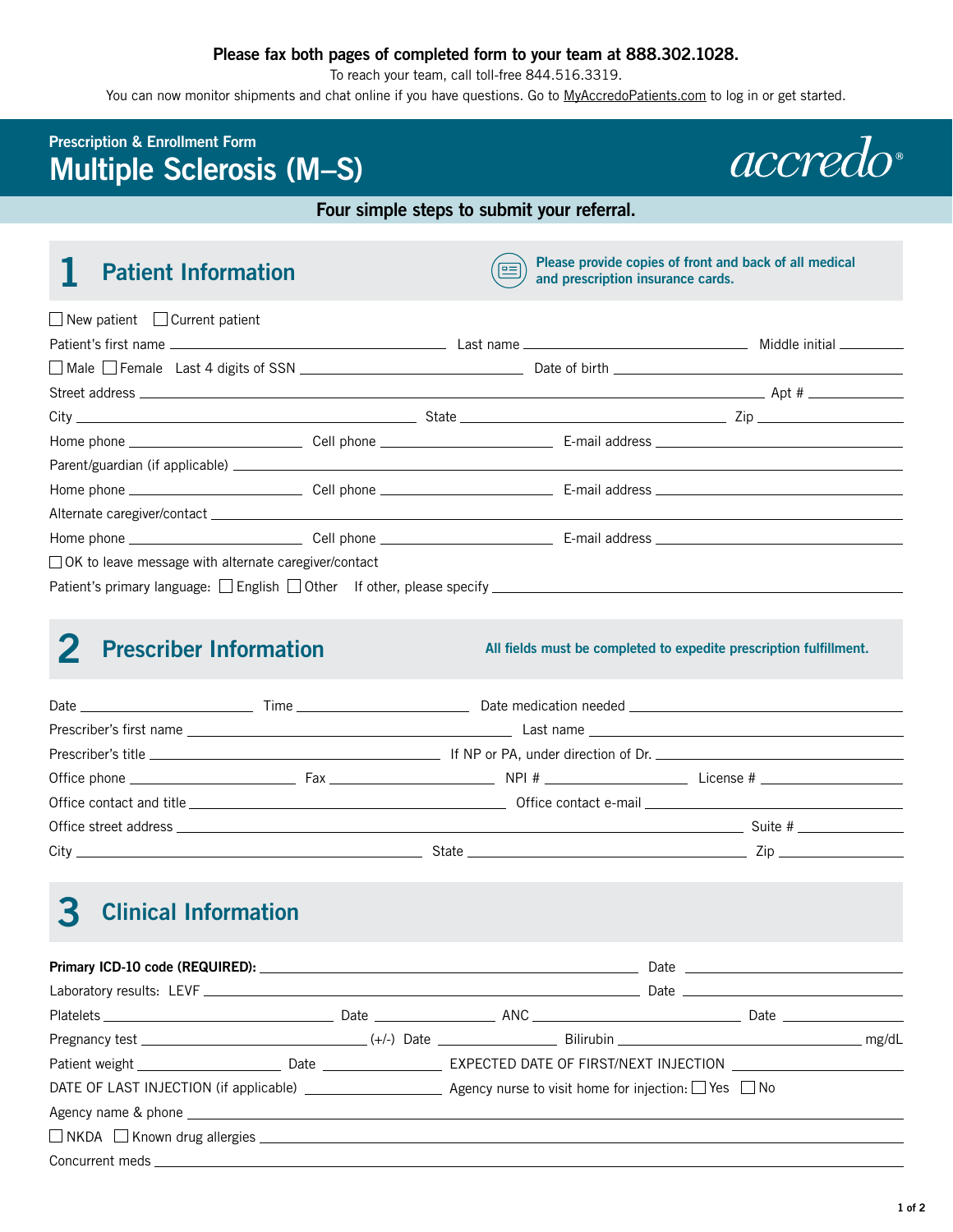**Please fax both pages of completed form to your team at 888.302.1028.**

To reach your team, call toll-free 844.516.3319.

You can now monitor shipments and chat online if you have questions. Go to MyAccredoPatients.com to log in or get started.

Prescription & Enrollment Form

# Multiple Sclerosis (M–S)

accredo®

**Four simple steps to submit your referral.**

## 1 Patient Information

**Please provide copies of front and back of all medical and prescription insurance cards.**

☐ New patient ☐ Current patient

Patient's first name ______________________ Last name ______________________ Middle initial ________

☐ Male ☐ Female Last 4 digits of SSN ______________________ Date of birth ______________________

Street address ______________________________________________ Apt # ________

City ______________________ State ______________________ Zip ________

Home phone ______________ Cell phone ______________ E-mail address ______________________

Parent/guardian (if applicable) ______________________________________________

Home phone ______________ Cell phone ______________ E-mail address ______________________

Alternate caregiver/contact ______________________________________________

Home phone ______________ Cell phone ______________ E-mail address ______________________

☐ OK to leave message with alternate caregiver/contact

Patient's primary language: ☐ English ☐ Other If other, please specify ______________________

## 2 Prescriber Information

**All fields must be completed to expedite prescription fulfillment.**

Date ______________ Time ______________ Date medication needed ______________________

Prescriber's first name ______________________ Last name ______________________

Prescriber's title ______________________ If NP or PA, under direction of Dr. ______________________

Office phone ______________ Fax ______________ NPI # ______________ License # ______________

Office contact and title ______________________ Office contact e-mail ______________________

Office street address ______________________________________________ Suite # ________

City ______________________ State ______________________ Zip ________

## 3 Clinical Information

**Primary ICD-10 code (REQUIRED):** ______________________________ Date ______________

Laboratory results: LEVF ______________________________ Date ______________

Platelets ______________ Date ______________ ANC ______________ Date ______________

Pregnancy test ______________ (+/-) Date ______________ Bilirubin ______________ mg/dL

Patient weight ______________ Date ______________ EXPECTED DATE OF FIRST/NEXT INJECTION ______________

DATE OF LAST INJECTION (if applicable) ______________ Agency nurse to visit home for injection: ☐ Yes ☐ No

Agency name & phone ______________________________________________

☐ NKDA ☐ Known drug allergies ______________________________________________

Concurrent meds ______________________________________________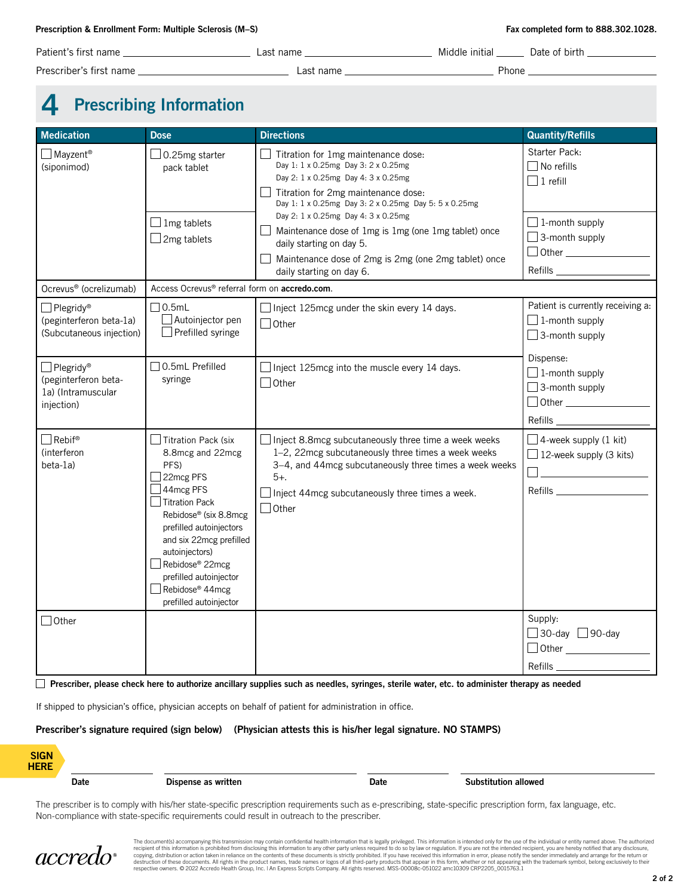**Prescription & Enrollment Form: Multiple Sclerosis (M–S)**

**Fax completed form to 888.302.1028.**

Patient's first name ______________ Last name ______________ Middle initial _____ Date of birth __________

Prescriber's first name ______________ Last name ______________ Phone ______________

## 4 Prescribing Information

| Medication | Dose | Directions | Quantity/Refills |
|---|---|---|---|
| ☐ Mayzent® (siponimod) | ☐ 0.25mg starter pack tablet | ☐ Titration for 1mg maintenance dose: Day 1: 1 x 0.25mg Day 3: 2 x 0.25mg Day 2: 1 x 0.25mg Day 4: 3 x 0.25mg<br>☐ Titration for 2mg maintenance dose: Day 1: 1 x 0.25mg Day 3: 2 x 0.25mg Day 5: 5 x 0.25mg Day 2: 1 x 0.25mg Day 4: 3 x 0.25mg | Starter Pack:<br>☐ No refills<br>☐ 1 refill |
| | ☐ 1mg tablets<br>☐ 2mg tablets | ☐ Maintenance dose of 1mg is 1mg (one 1mg tablet) once daily starting on day 5.<br>☐ Maintenance dose of 2mg is 2mg (one 2mg tablet) once daily starting on day 6. | ☐ 1-month supply<br>☐ 3-month supply<br>☐ Other ________<br>Refills ________ |
| Ocrevus® (ocrelizumab) | Access Ocrevus® referral form on **accredo.com**. | | |
| ☐ Plegridy® (peginterferon beta-1a) (Subcutaneous injection) | ☐ 0.5mL<br>☐ Autoinjector pen<br>☐ Prefilled syringe | ☐ Inject 125mcg under the skin every 14 days.<br>☐ Other | Patient is currently receiving a:<br>☐ 1-month supply<br>☐ 3-month supply |
| ☐ Plegridy® (peginterferon beta-1a) (Intramuscular injection) | ☐ 0.5mL Prefilled syringe | ☐ Inject 125mcg into the muscle every 14 days.<br>☐ Other | Dispense:<br>☐ 1-month supply<br>☐ 3-month supply<br>☐ Other ________<br>Refills ________ |
| ☐ Rebif® (interferon beta-1a) | ☐ Titration Pack (six 8.8mcg and 22mcg PFS)<br>☐ 22mcg PFS<br>☐ 44mcg PFS<br>☐ Titration Pack Rebidose® (six 8.8mcg prefilled autoinjectors and six 22mcg prefilled autoinjectors)<br>☐ Rebidose® 22mcg prefilled autoinjector<br>☐ Rebidose® 44mcg prefilled autoinjector | ☐ Inject 8.8mcg subcutaneously three time a week weeks 1–2, 22mcg subcutaneously three times a week weeks 3–4, and 44mcg subcutaneously three times a week weeks 5+.<br>☐ Inject 44mcg subcutaneously three times a week.<br>☐ Other | ☐ 4-week supply (1 kit)<br>☐ 12-week supply (3 kits)<br>☐ ________<br>Refills ________ |
| ☐ Other | | | Supply:<br>☐ 30-day ☐ 90-day<br>☐ Other ________<br>Refills ________ |

☐ **Prescriber, please check here to authorize ancillary supplies such as needles, syringes, sterile water, etc. to administer therapy as needed**

If shipped to physician's office, physician accepts on behalf of patient for administration in office.

**Prescriber's signature required (sign below) (Physician attests this is his/her legal signature. NO STAMPS)**

**SIGN HERE**

**Date** ________ **Dispense as written** ________ **Date** ________ **Substitution allowed** ________

The prescriber is to comply with his/her state-specific prescription requirements such as e-prescribing, state-specific prescription form, fax language, etc. Non-compliance with state-specific requirements could result in outreach to the prescriber.

accredo®

The document(s) accompanying this transmission may contain confidential health information that is legally privileged. This information is intended only for the use of the individual or entity named above. The authorized recipient of this information is prohibited from disclosing this information to any other party unless required to do so by law or regulation. If you are not the intended recipient, you are hereby notified that any disclosure, copying, distribution or action taken in reliance on the contents of these documents is strictly prohibited. If you have received this information in error, please notify the sender immediately and arrange for the return or destruction of these documents. All rights in the product names, trade names or logos of all third-party products that appear in this form, whether or not appearing with the trademark symbol, belong exclusively to their respective owners. © 2022 Accredo Health Group, Inc. | An Express Scripts Company. All rights reserved. MSS-00008c-051022 amc10309 CRP2205_0015763.1